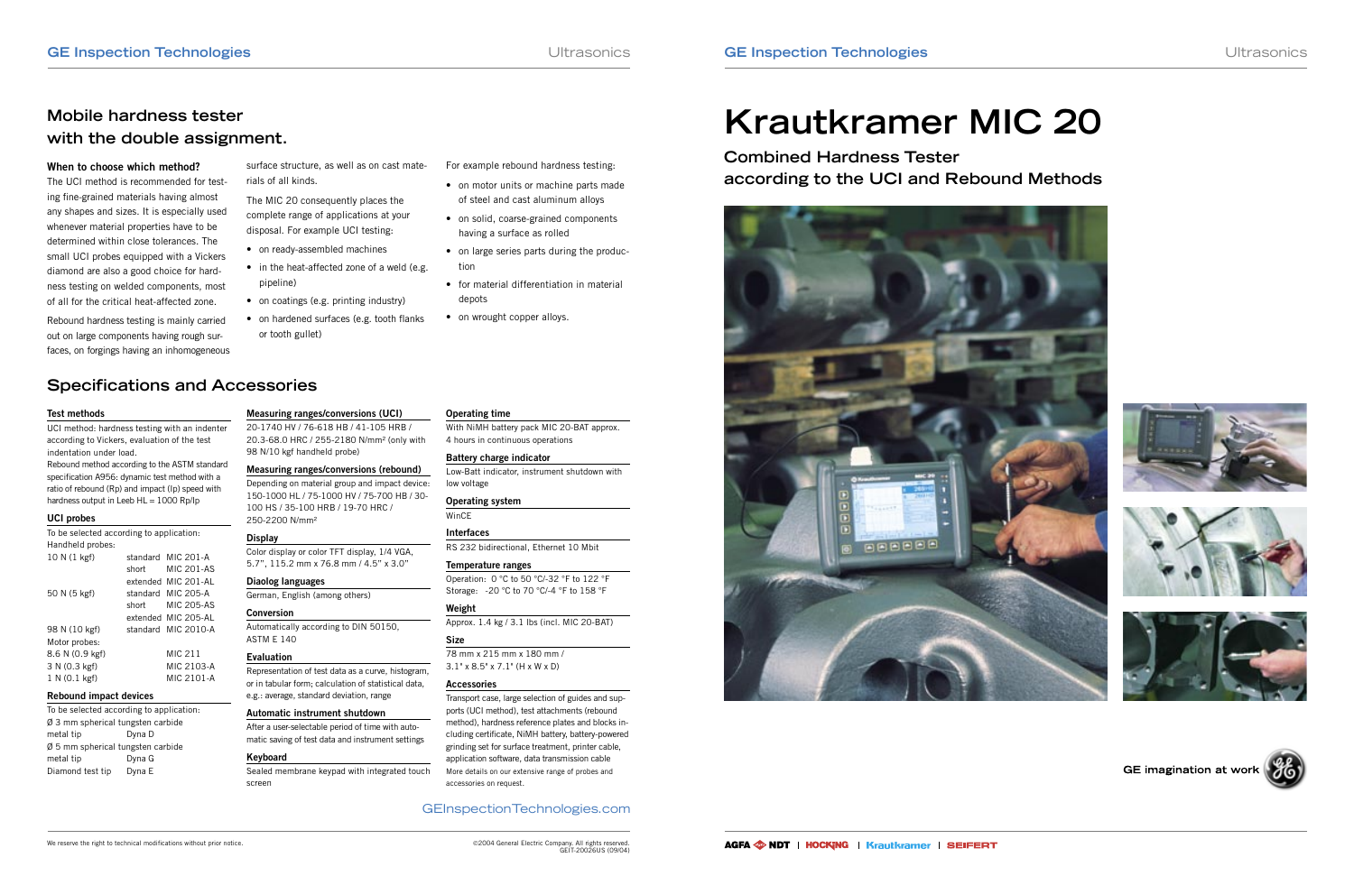# Krautkramer MIC 20

## Combined Hardness Tester according to the UCI and Rebound Methods

## Mobile hardness tester with the double assignment.

**When to choose which method?**

The UCI method is recommended for testing fine-grained materials having almost any shapes and sizes. It is especially used whenever material properties have to be determined within close tolerances. The small UCI probes equipped with a Vickers diamond are also a good choice for hardness testing on welded components, most of all for the critical heat-affected zone.

Rebound hardness testing is mainly carried out on large components having rough surfaces, on forgings having an inhomogeneous surface structure, as well as on cast materials of all kinds.

The MIC 20 consequently places the complete range of applications at your disposal. For example UCI testing:

- on ready-assembled machines
- in the heat-affected zone of a weld (e.g. pipeline)
- on coatings (e.g. printing industry)
- on hardened surfaces (e.g. tooth flanks or tooth gullet)

For example rebound hardness testing:

- on motor units or machine parts made of steel and cast aluminum alloys
- on solid, coarse-grained components having a surface as rolled
- on large series parts during the production
- for material differentiation in material depots
- on wrought copper alloys.

## Specifications and Accessories

**Test methods**

UCI method: hardness testing with an indenter according to Vickers, evaluation of the test indentation under load.
Rebound method according to the ASTM standard specification A956: dynamic test method with a ratio of rebound (Rp) and impact (Ip) speed with hardness output in Leeb HL = 1000 Rp/Ip

**UCI probes**

To be selected according to application:

Handheld probes:

| | | |
|---|---|---|
| 10 N (1 kgf) | standard | MIC 201-A |
| | short | MIC 201-AS |
| | extended | MIC 201-AL |
| 50 N (5 kgf) | standard | MIC 205-A |
| | short | MIC 205-AS |
| | extended | MIC 205-AL |
| 98 N (10 kgf) | standard | MIC 2010-A |

Motor probes:

| | |
|---|---|
| 8.6 N (0.9 kgf) | MIC 211 |
| 3 N (0.3 kgf) | MIC 2103-A |
| 1 N (0.1 kgf) | MIC 2101-A |

**Rebound impact devices**

To be selected according to application:

| | |
|---|---|
| Ø 3 mm spherical tungsten carbide metal tip | Dyna D |
| Ø 5 mm spherical tungsten carbide metal tip | Dyna G |
| Diamond test tip | Dyna E |

**Measuring ranges/conversions (UCI)**

20-1740 HV / 76-618 HB / 41-105 HRB / 20.3-68.0 HRC / 255-2180 N/mm² (only with 98 N/10 kgf handheld probe)

**Measuring ranges/conversions (rebound)**

Depending on material group and impact device: 150-1000 HL / 75-1000 HV / 75-700 HB / 30-100 HS / 35-100 HRB / 19-70 HRC / 250-2200 N/mm²

**Display**

Color display or color TFT display, 1/4 VGA, 5.7", 115.2 mm x 76.8 mm / 4.5" x 3.0"

**Diaolog languages**

German, English (among others)

**Conversion**

Automatically according to DIN 50150, ASTM E 140

**Evaluation**

Representation of test data as a curve, histogram, or in tabular form; calculation of statistical data, e.g.: average, standard deviation, range

**Automatic instrument shutdown**

After a user-selectable period of time with automatic saving of test data and instrument settings

**Keyboard**

Sealed membrane keypad with integrated touch screen

**Operating time**

With NiMH battery pack MIC 20-BAT approx. 4 hours in continuous operations

**Battery charge indicator**

Low-Batt indicator, instrument shutdown with low voltage

**Operating system**

WinCE

**Interfaces**

RS 232 bidirectional, Ethernet 10 Mbit

**Temperature ranges**

Operation: 0 °C to 50 °C/-32 °F to 122 °F
Storage: -20 °C to 70 °C/-4 °F to 158 °F

**Weight**

Approx. 1.4 kg / 3.1 lbs (incl. MIC 20-BAT)

**Size**

78 mm x 215 mm x 180 mm / 3.1" x 8.5" x 7.1" (H x W x D)

**Accessories**

Transport case, large selection of guides and supports (UCI method), test attachments (rebound method), hardness reference plates and blocks including certificate, NiMH battery, battery-powered grinding set for surface treatment, printer cable, application software, data transmission cable

More details on our extensive range of probes and accessories on request.

GEInspectionTechnologies.com

We reserve the right to technical modifications without prior notice.

©2004 General Electric Company. All rights reserved.
GEIT-20026US (09/04)

GE imagination at work

AGFA NDT | HOCKING | Krautkramer | SEIFERT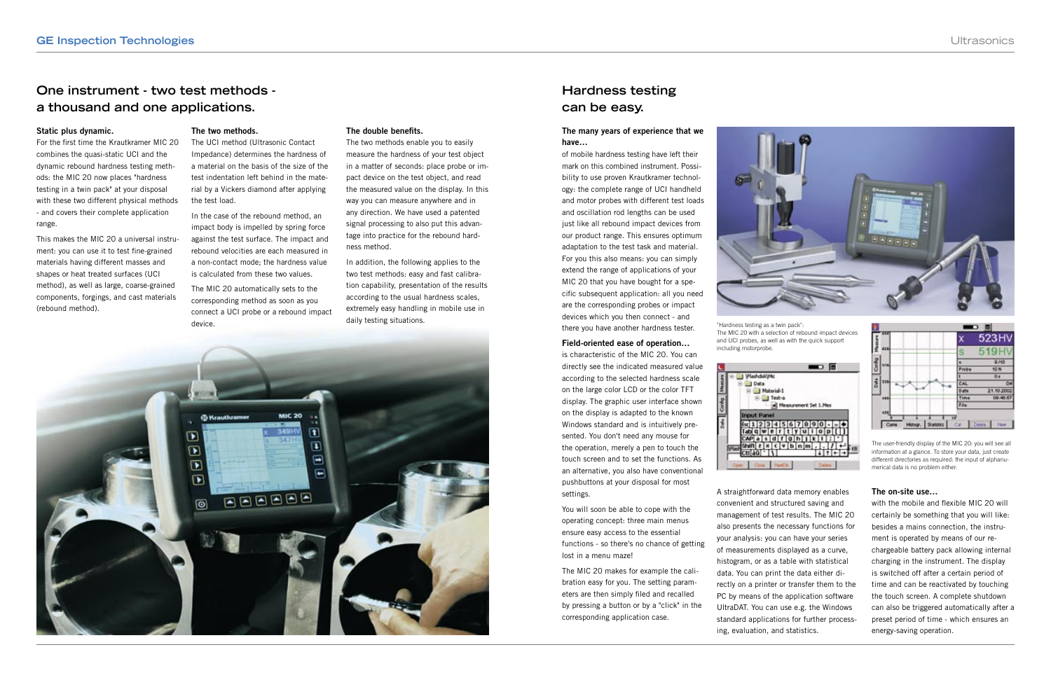# One instrument - two test methods - a thousand and one applications.

**Static plus dynamic.**

For the first time the Krautkramer MIC 20 combines the quasi-static UCI and the dynamic rebound hardness testing methods: the MIC 20 now places "hardness testing in a twin pack" at your disposal with these two different physical methods - and covers their complete application range.

This makes the MIC 20 a universal instrument: you can use it to test fine-grained materials having different masses and shapes or heat treated surfaces (UCI method), as well as large, coarse-grained components, forgings, and cast materials (rebound method).

**The two methods.**

The UCI method (Ultrasonic Contact Impedance) determines the hardness of a material on the basis of the size of the test indentation left behind in the material by a Vickers diamond after applying the test load.

In the case of the rebound method, an impact body is impelled by spring force against the test surface. The impact and rebound velocities are each measured in a non-contact mode; the hardness value is calculated from these two values.

The MIC 20 automatically sets to the corresponding method as soon as you connect a UCI probe or a rebound impact device.

**The double benefits.**

The two methods enable you to easily measure the hardness of your test object in a matter of seconds: place probe or impact device on the test object, and read the measured value on the display. In this way you can measure anywhere and in any direction. We have used a patented signal processing to also put this advantage into practice for the rebound hardness method.

In addition, the following applies to the two test methods: easy and fast calibration capability, presentation of the results according to the usual hardness scales, extremely easy handling in mobile use in daily testing situations.

# Hardness testing can be easy.

**The many years of experience that we have…**

of mobile hardness testing have left their mark on this combined instrument. Possibility to use proven Krautkramer technology: the complete range of UCI handheld and motor probes with different test loads and oscillation rod lengths can be used just like all rebound impact devices from our product range. This ensures optimum adaptation to the test task and material. For you this also means: you can simply extend the range of applications of your MIC 20 that you have bought for a specific subsequent application: all you need are the corresponding probes or impact devices which you then connect - and there you have another hardness tester.

**Field-oriented ease of operation…**

is characteristic of the MIC 20. You can directly see the indicated measured value according to the selected hardness scale on the large color LCD or the color TFT display. The graphic user interface shown on the display is adapted to the known Windows standard and is intuitively presented. You don't need any mouse for the operation, merely a pen to touch the touch screen and to set the functions. As an alternative, you also have conventional pushbuttons at your disposal for most settings.

You will soon be able to cope with the operating concept: three main menus ensure easy access to the essential functions - so there's no chance of getting lost in a menu maze!

The MIC 20 makes for example the calibration easy for you. The setting parameters are then simply filed and recalled by pressing a button or by a "click" in the corresponding application case.

"Hardness testing as a twin pack":
The MIC 20 with a selection of rebound impact devices and UCI probes, as well as with the quick support including motorprobe.

The user-friendly display of the MIC 20: you will see all information at a glance. To store your data, just create different directories as required: the input of alphanumerical data is no problem either.

A straightforward data memory enables convenient and structured saving and management of test results. The MIC 20 also presents the necessary functions for your analysis: you can have your series of measurements displayed as a curve, histogram, or as a table with statistical data. You can print the data either directly on a printer or transfer them to the PC by means of the application software UltraDAT. You can use e.g. the Windows standard applications for further processing, evaluation, and statistics.

**The on-site use…**

with the mobile and flexible MIC 20 will certainly be something that you will like: besides a mains connection, the instrument is operated by means of our rechargeable battery pack allowing internal charging in the instrument. The display is switched off after a certain period of time and can be reactivated by touching the touch screen. A complete shutdown can also be triggered automatically after a preset period of time - which ensures an energy-saving operation.